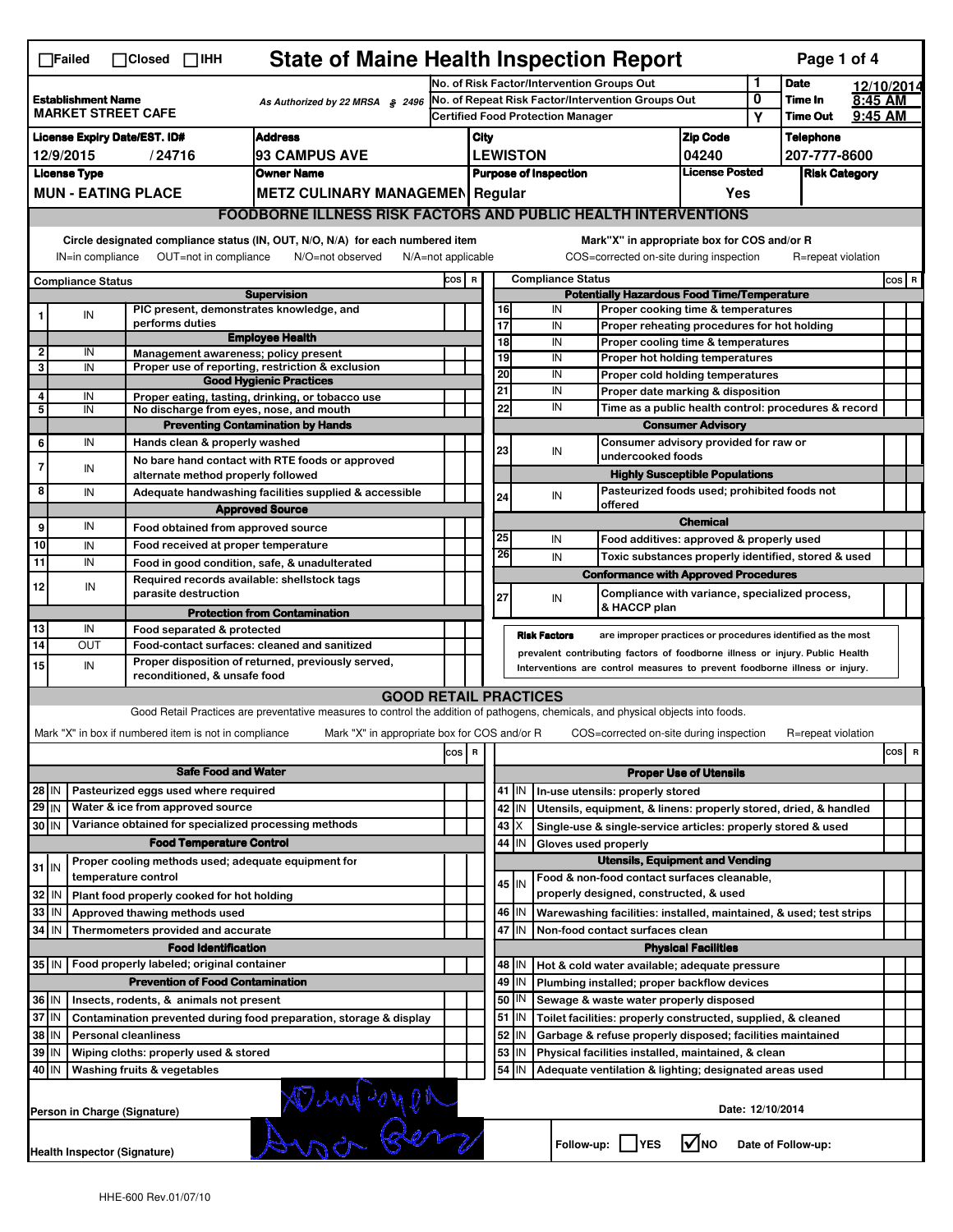☐Failed ☐Closed ☐IHH

# State of Maine Health Inspection Report

| | | | |
|---|---|---|---|
| **Establishment Name** MARKET STREET CAFE | As Authorized by 22 MRSA § 2496 | No. of Risk Factor/Intervention Groups Out: 1 | **Date** 12/10/2014 |
| | | No. of Repeat Risk Factor/Intervention Groups Out: 0 | **Time In** 8:45 AM |
| | | Certified Food Protection Manager: Y | **Time Out** 9:45 AM |

| License Expiry Date/EST. ID# | Address | City | Zip Code | Telephone |
|---|---|---|---|---|
| 12/9/2015 / 24716 | 93 CAMPUS AVE | LEWISTON | 04240 | 207-777-8600 |

| License Type | Owner Name | Purpose of Inspection | License Posted | Risk Category |
|---|---|---|---|---|
| MUN - EATING PLACE | METZ CULINARY MANAGEMEN | Regular | Yes | |

## FOODBORNE ILLNESS RISK FACTORS AND PUBLIC HEALTH INTERVENTIONS

Circle designated compliance status (IN, OUT, N/O, N/A) for each numbered item. IN=in compliance OUT=not in compliance N/O=not observed N/A=not applicable

Mark"X" in appropriate box for COS and/or R. COS=corrected on-site during inspection R=repeat violation

| # | Compliance Status | Item | COS | R |
|---|---|---|---|---|
| | | **Supervision** | | |
| 1 | IN | PIC present, demonstrates knowledge, and performs duties | | |
| | | **Employee Health** | | |
| 2 | IN | Management awareness; policy present | | |
| 3 | IN | Proper use of reporting, restriction & exclusion | | |
| | | **Good Hygienic Practices** | | |
| 4 | IN | Proper eating, tasting, drinking, or tobacco use | | |
| 5 | IN | No discharge from eyes, nose, and mouth | | |
| | | **Preventing Contamination by Hands** | | |
| 6 | IN | Hands clean & properly washed | | |
| 7 | IN | No bare hand contact with RTE foods or approved alternate method properly followed | | |
| 8 | IN | Adequate handwashing facilities supplied & accessible | | |
| | | **Approved Source** | | |
| 9 | IN | Food obtained from approved source | | |
| 10 | IN | Food received at proper temperature | | |
| 11 | IN | Food in good condition, safe, & unadulterated | | |
| 12 | IN | Required records available: shellstock tags parasite destruction | | |
| | | **Protection from Contamination** | | |
| 13 | IN | Food separated & protected | | |
| 14 | OUT | Food-contact surfaces: cleaned and sanitized | | |
| 15 | IN | Proper disposition of returned, previously served, reconditioned, & unsafe food | | |
| | | **Potentially Hazardous Food Time/Temperature** | | |
| 16 | IN | Proper cooking time & temperatures | | |
| 17 | IN | Proper reheating procedures for hot holding | | |
| 18 | IN | Proper cooling time & temperatures | | |
| 19 | IN | Proper hot holding temperatures | | |
| 20 | IN | Proper cold holding temperatures | | |
| 21 | IN | Proper date marking & disposition | | |
| 22 | IN | Time as a public health control: procedures & record | | |
| | | **Consumer Advisory** | | |
| 23 | IN | Consumer advisory provided for raw or undercooked foods | | |
| | | **Highly Susceptible Populations** | | |
| 24 | IN | Pasteurized foods used; prohibited foods not offered | | |
| | | **Chemical** | | |
| 25 | IN | Food additives: approved & properly used | | |
| 26 | IN | Toxic substances properly identified, stored & used | | |
| | | **Conformance with Approved Procedures** | | |
| 27 | IN | Compliance with variance, specialized process, & HACCP plan | | |

**Risk Factors** are improper practices or procedures identified as the most prevalent contributing factors of foodborne illness or injury. Public Health Interventions are control measures to prevent foodborne illness or injury.

## GOOD RETAIL PRACTICES

Good Retail Practices are preventative measures to control the addition of pathogens, chemicals, and physical objects into foods.

Mark "X" in box if numbered item is not in compliance. Mark "X" in appropriate box for COS and/or R. COS=corrected on-site during inspection R=repeat violation

| # | Status | Item | COS | R |
|---|---|---|---|---|
| | | **Safe Food and Water** | | |
| 28 | IN | Pasteurized eggs used where required | | |
| 29 | IN | Water & ice from approved source | | |
| 30 | IN | Variance obtained for specialized processing methods | | |
| | | **Food Temperature Control** | | |
| 31 | IN | Proper cooling methods used; adequate equipment for temperature control | | |
| 32 | IN | Plant food properly cooked for hot holding | | |
| 33 | IN | Approved thawing methods used | | |
| 34 | IN | Thermometers provided and accurate | | |
| | | **Food Identification** | | |
| 35 | IN | Food properly labeled; original container | | |
| | | **Prevention of Food Contamination** | | |
| 36 | IN | Insects, rodents, & animals not present | | |
| 37 | IN | Contamination prevented during food preparation, storage & display | | |
| 38 | IN | Personal cleanliness | | |
| 39 | IN | Wiping cloths: properly used & stored | | |
| 40 | IN | Washing fruits & vegetables | | |
| | | **Proper Use of Utensils** | | |
| 41 | IN | In-use utensils: properly stored | | |
| 42 | IN | Utensils, equipment, & linens: properly stored, dried, & handled | | |
| 43 | X | Single-use & single-service articles: properly stored & used | | |
| 44 | IN | Gloves used properly | | |
| | | **Utensils, Equipment and Vending** | | |
| 45 | IN | Food & non-food contact surfaces cleanable, properly designed, constructed, & used | | |
| 46 | IN | Warewashing facilities: installed, maintained, & used; test strips | | |
| 47 | IN | Non-food contact surfaces clean | | |
| | | **Physical Facilities** | | |
| 48 | IN | Hot & cold water available; adequate pressure | | |
| 49 | IN | Plumbing installed; proper backflow devices | | |
| 50 | IN | Sewage & waste water properly disposed | | |
| 51 | IN | Toilet facilities: properly constructed, supplied, & cleaned | | |
| 52 | IN | Garbage & refuse properly disposed; facilities maintained | | |
| 53 | IN | Physical facilities installed, maintained, & clean | | |
| 54 | IN | Adequate ventilation & lighting; designated areas used | | |

Person in Charge (Signature): [signature]

Date: 12/10/2014

Health Inspector (Signature): [signature]

Follow-up: ☐ YES ☑ NO Date of Follow-up:

HHE-600 Rev.01/07/10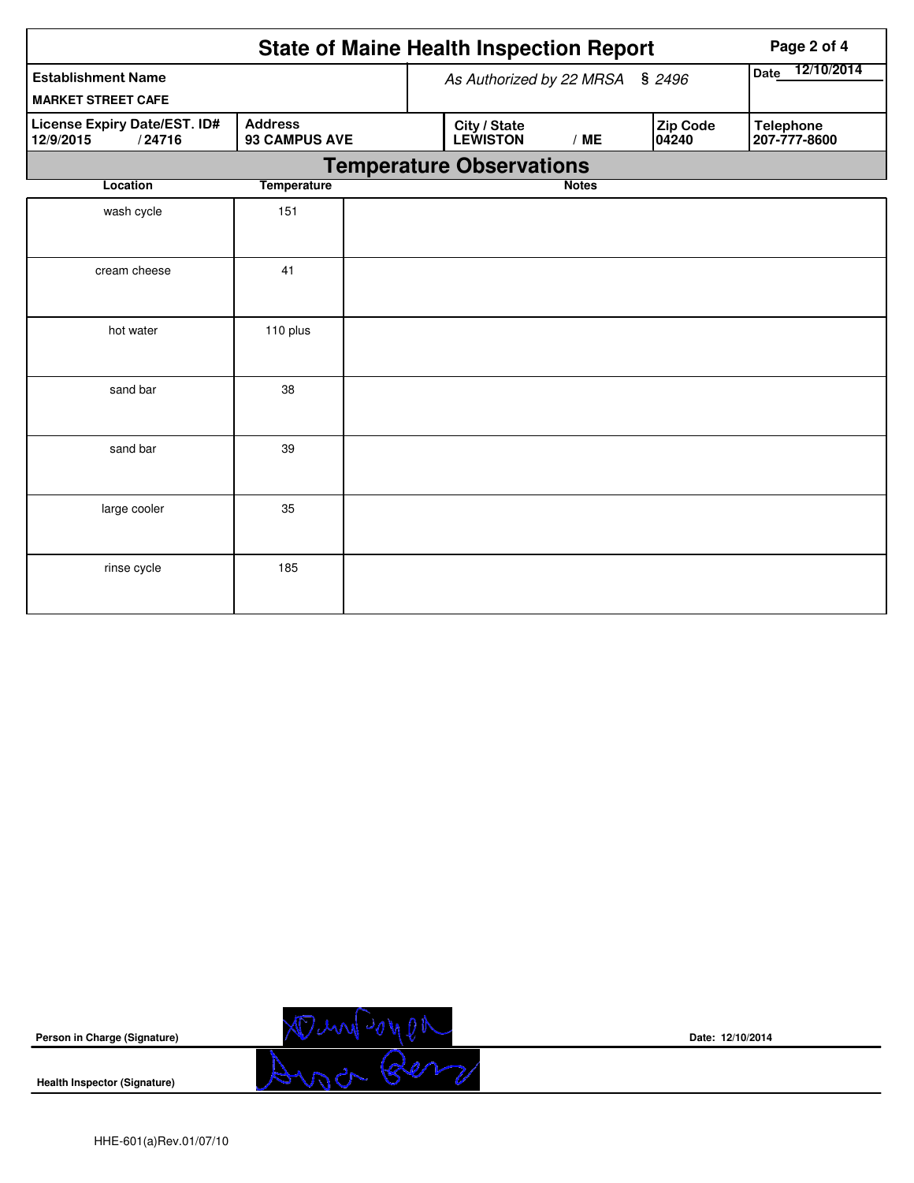# State of Maine Health Inspection Report

| Establishment Name | As Authorized by 22 MRSA § 2496 | Date 12/10/2014 |
|---|---|---|
| MARKET STREET CAFE | | |

| License Expiry Date/EST. ID# | Address | City / State | Zip Code | Telephone |
|---|---|---|---|---|
| 12/9/2015 / 24716 | 93 CAMPUS AVE | LEWISTON / ME | 04240 | 207-777-8600 |

## Temperature Observations

| Location | Temperature | Notes |
|---|---|---|
| wash cycle | 151 | |
| cream cheese | 41 | |
| hot water | 110 plus | |
| sand bar | 38 | |
| sand bar | 39 | |
| large cooler | 35 | |
| rinse cycle | 185 | |

**Person in Charge (Signature)** Date: 12/10/2014

**Health Inspector (Signature)**

HHE-601(a)Rev.01/07/10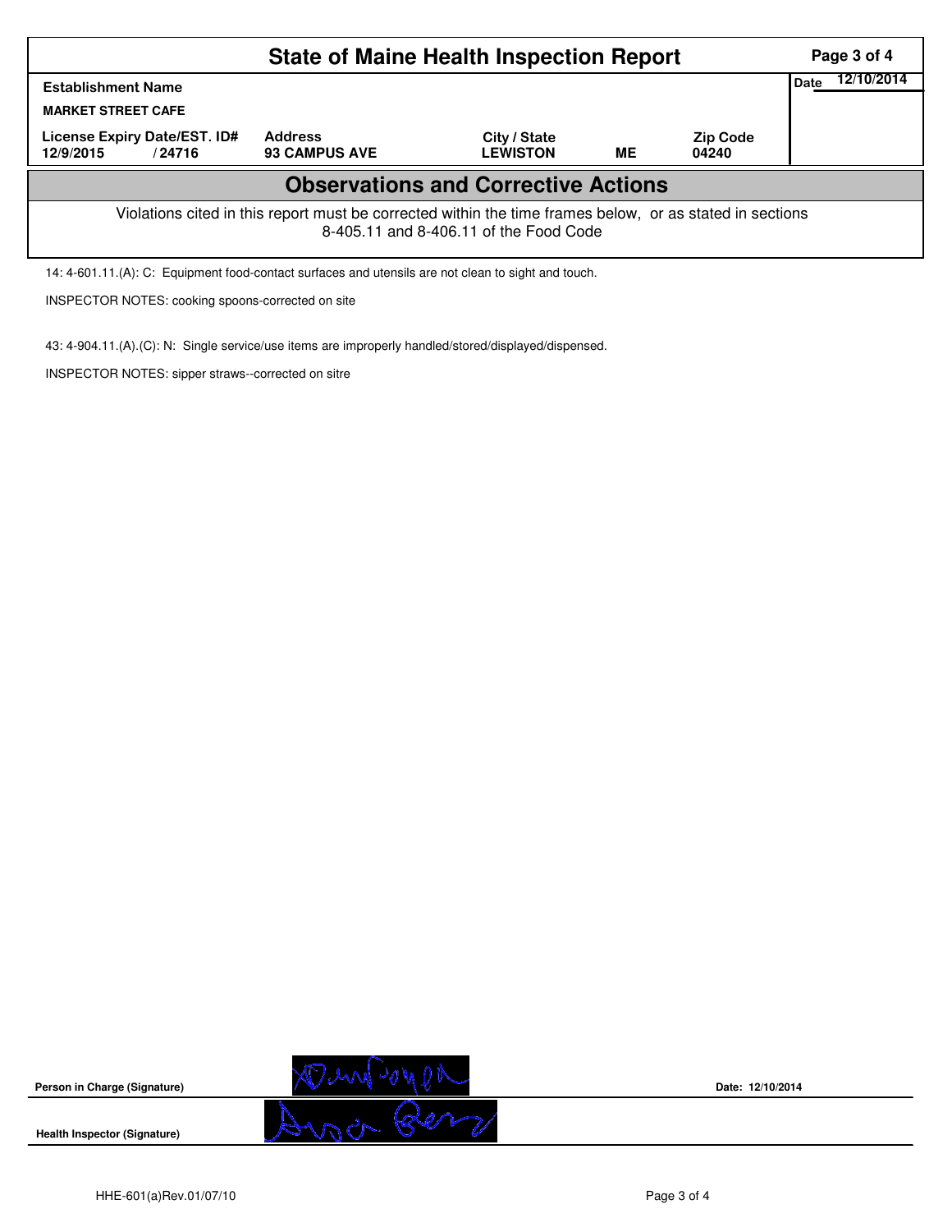# State of Maine Health Inspection Report

| Establishment Name | | | | | Date 12/10/2014 |
|---|---|---|---|---|---|
| MARKET STREET CAFE | | | | | |
| License Expiry Date/EST. ID# | Address | City / State | | Zip Code | |
| 12/9/2015 / 24716 | 93 CAMPUS AVE | LEWISTON | ME | 04240 | |

## Observations and Corrective Actions

Violations cited in this report must be corrected within the time frames below, or as stated in sections 8-405.11 and 8-406.11 of the Food Code

14: 4-601.11.(A): C: Equipment food-contact surfaces and utensils are not clean to sight and touch.

INSPECTOR NOTES: cooking spoons-corrected on site

43: 4-904.11.(A).(C): N: Single service/use items are improperly handled/stored/displayed/dispensed.

INSPECTOR NOTES: sipper straws--corrected on sitre

**Person in Charge (Signature)** Date: 12/10/2014

**Health Inspector (Signature)**

HHE-601(a)Rev.01/07/10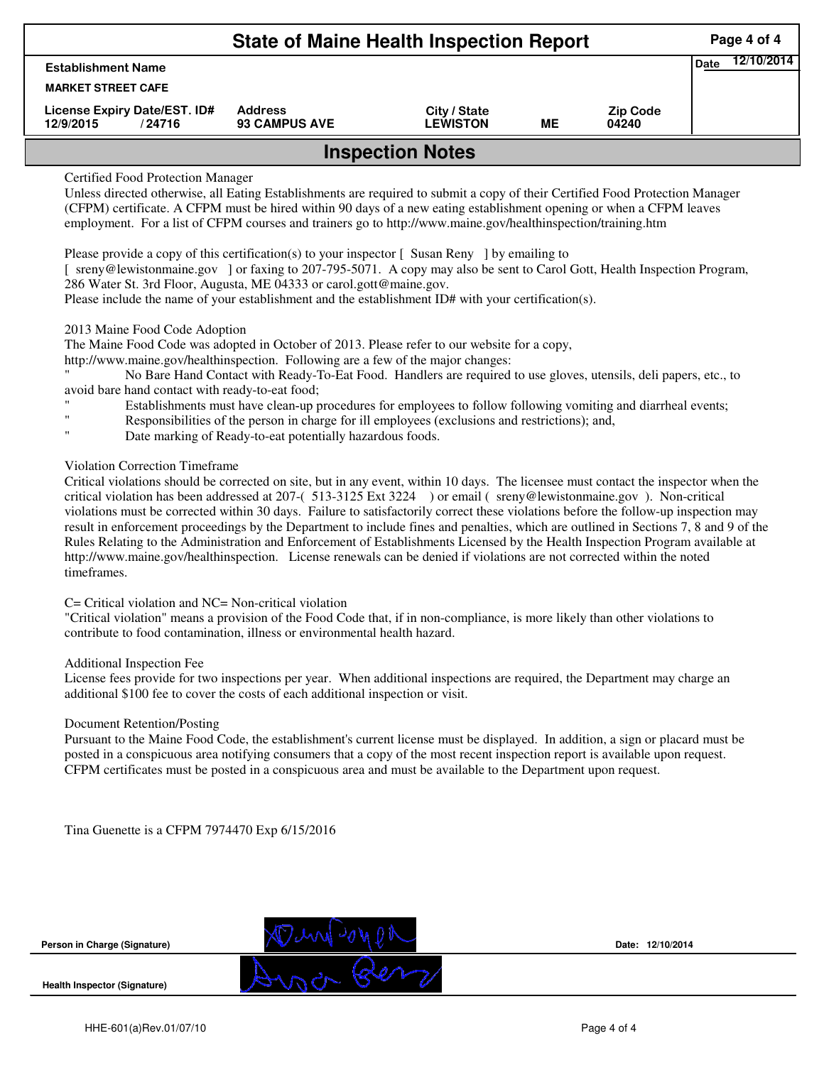# State of Maine Health Inspection Report

| | | | | | |
|---|---|---|---|---|---|
| **Establishment Name** | | | | | **Date** 12/10/2014 |
| **MARKET STREET CAFE** | | | | | |
| **License Expiry Date/EST. ID#** 12/9/2015 / 24716 | **Address** 93 CAMPUS AVE | **City / State** LEWISTON | ME | **Zip Code** 04240 | |

## Inspection Notes

Certified Food Protection Manager

Unless directed otherwise, all Eating Establishments are required to submit a copy of their Certified Food Protection Manager (CFPM) certificate. A CFPM must be hired within 90 days of a new eating establishment opening or when a CFPM leaves employment. For a list of CFPM courses and trainers go to http://www.maine.gov/healthinspection/training.htm

Please provide a copy of this certification(s) to your inspector [ Susan Reny ] by emailing to [ sreny@lewistonmaine.gov ] or faxing to 207-795-5071. A copy may also be sent to Carol Gott, Health Inspection Program, 286 Water St. 3rd Floor, Augusta, ME 04333 or carol.gott@maine.gov.

Please include the name of your establishment and the establishment ID# with your certification(s).

2013 Maine Food Code Adoption

The Maine Food Code was adopted in October of 2013. Please refer to our website for a copy, http://www.maine.gov/healthinspection. Following are a few of the major changes:

" No Bare Hand Contact with Ready-To-Eat Food. Handlers are required to use gloves, utensils, deli papers, etc., to avoid bare hand contact with ready-to-eat food;

" Establishments must have clean-up procedures for employees to follow following vomiting and diarrheal events;

" Responsibilities of the person in charge for ill employees (exclusions and restrictions); and,

" Date marking of Ready-to-eat potentially hazardous foods.

Violation Correction Timeframe

Critical violations should be corrected on site, but in any event, within 10 days. The licensee must contact the inspector when the critical violation has been addressed at 207-( 513-3125 Ext 3224 ) or email ( sreny@lewistonmaine.gov ). Non-critical violations must be corrected within 30 days. Failure to satisfactorily correct these violations before the follow-up inspection may result in enforcement proceedings by the Department to include fines and penalties, which are outlined in Sections 7, 8 and 9 of the Rules Relating to the Administration and Enforcement of Establishments Licensed by the Health Inspection Program available at http://www.maine.gov/healthinspection. License renewals can be denied if violations are not corrected within the noted timeframes.

C= Critical violation and NC= Non-critical violation

"Critical violation" means a provision of the Food Code that, if in non-compliance, is more likely than other violations to contribute to food contamination, illness or environmental health hazard.

Additional Inspection Fee

License fees provide for two inspections per year. When additional inspections are required, the Department may charge an additional $100 fee to cover the costs of each additional inspection or visit.

Document Retention/Posting

Pursuant to the Maine Food Code, the establishment's current license must be displayed. In addition, a sign or placard must be posted in a conspicuous area notifying consumers that a copy of the most recent inspection report is available upon request. CFPM certificates must be posted in a conspicuous area and must be available to the Department upon request.

Tina Guenette is a CFPM 7974470 Exp 6/15/2016

**Person in Charge (Signature)** Date: 12/10/2014

**Health Inspector (Signature)**

HHE-601(a)Rev.01/07/10